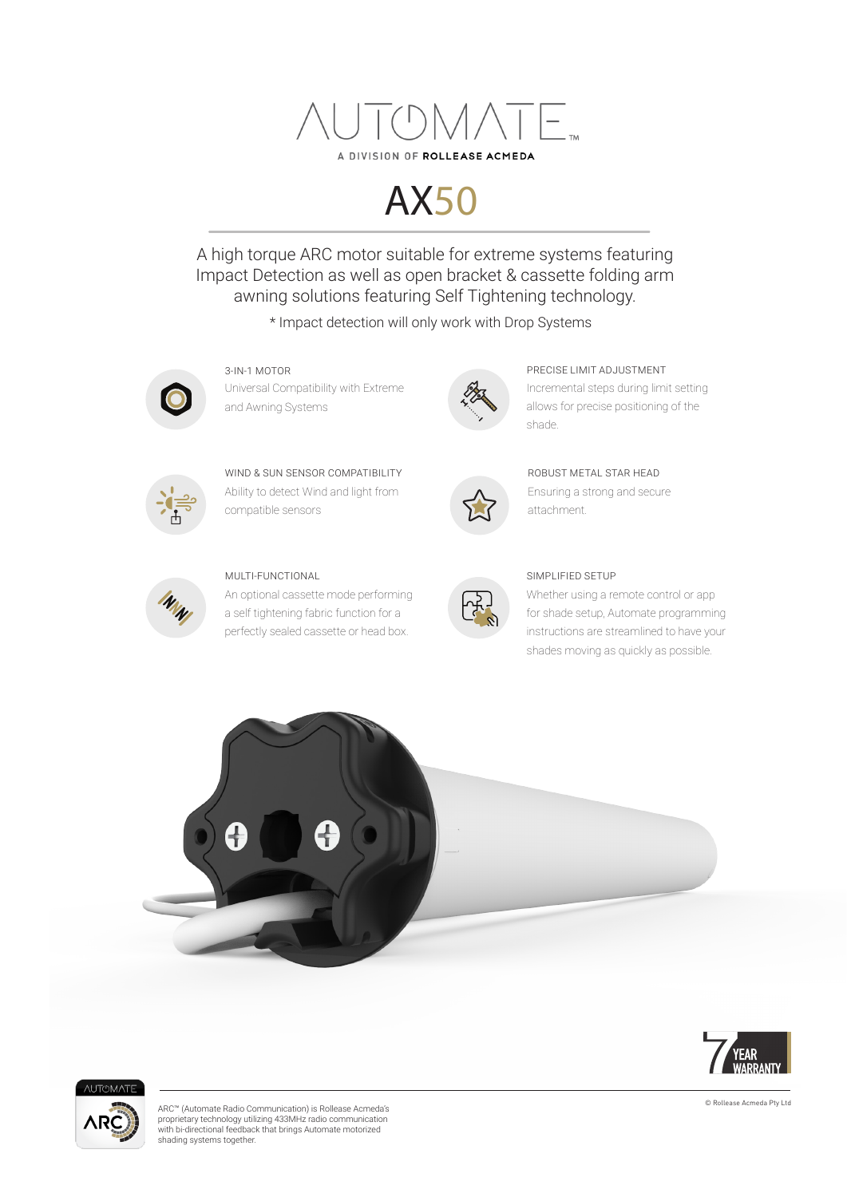# AUTOMATE™

A DIVISION OF **ROLLEASE ACMEDA**

# AX50

A high torque ARC motor suitable for extreme systems featuring Impact Detection as well as open bracket & cassette folding arm awning solutions featuring Self Tightening technology.

* Impact detection will only work with Drop Systems

### 3-IN-1 MOTOR

Universal Compatibility with Extreme and Awning Systems

### PRECISE LIMIT ADJUSTMENT

Incremental steps during limit setting allows for precise positioning of the shade.

### WIND & SUN SENSOR COMPATIBILITY

Ability to detect Wind and light from compatible sensors

### ROBUST METAL STAR HEAD

Ensuring a strong and secure attachment.

### MULTI-FUNCTIONAL

An optional cassette mode performing a self tightening fabric function for a perfectly sealed cassette or head box.

### SIMPLIFIED SETUP

Whether using a remote control or app for shade setup, Automate programming instructions are streamlined to have your shades moving as quickly as possible.

7 YEAR WARRANTY

ARC™ (Automate Radio Communication) is Rollease Acmeda's proprietary technology utilizing 433MHz radio communication with bi-directional feedback that brings Automate motorized shading systems together.

© Rollease Acmeda Pty Ltd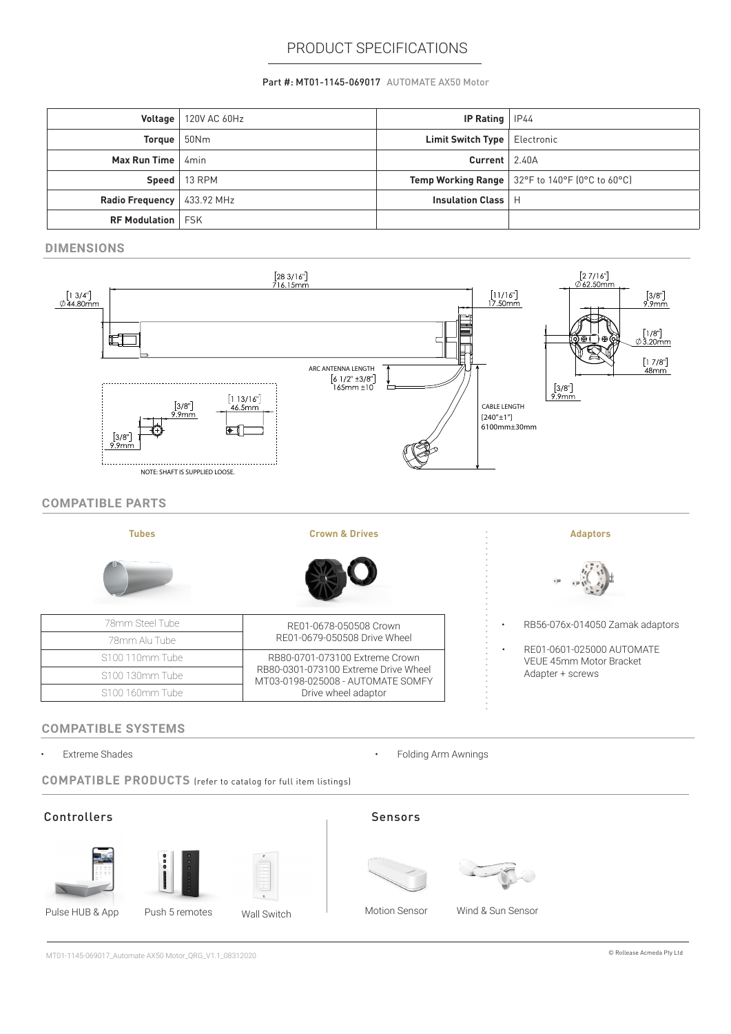# PRODUCT SPECIFICATIONS

**Part #: MT01-1145-069017** AUTOMATE AX50 Motor

| | | | |
|---|---|---|---|
| **Voltage** | 120V AC 60Hz | **IP Rating** | IP44 |
| **Torque** | 50Nm | **Limit Switch Type** | Electronic |
| **Max Run Time** | 4min | **Current** | 2.40A |
| **Speed** | 13 RPM | **Temp Working Range** | 32°F to 140°F (0°C to 60°C) |
| **Radio Frequency** | 433.92 MHz | **Insulation Class** | H |
| **RF Modulation** | FSK | | |

## DIMENSIONS

[28 3/16"]
716.15mm

[1 3/4"]
∅44.80mm

[11/16"]
17.50mm

[2 7/16"]
∅62.50mm

[3/8"]
9.9mm

[1/8"]
∅3.20mm

[1 7/8"]
48mm

[3/8"]
9.9mm

ARC ANTENNA LENGTH
[6 1/2" ±3/8"]
165mm ±10

CABLE LENGTH
[240"±1"]
6100mm±30mm

[3/8"]
9.9mm

[1 13/16"]
46.5mm

[3/8"]
9.9mm

NOTE: SHAFT IS SUPPLIED LOOSE.

## COMPATIBLE PARTS

| Tubes | Crown & Drives |
|---|---|
| 78mm Steel Tube | RE01-0678-050508 Crown<br>RE01-0679-050508 Drive Wheel |
| 78mm Alu Tube | |
| S100 110mm Tube | RB80-0701-073100 Extreme Crown<br>RB80-0301-073100 Extreme Drive Wheel<br>MT03-0198-025008 - AUTOMATE SOMFY Drive wheel adaptor |
| S100 130mm Tube | |
| S100 160mm Tube | |

**Adaptors**

- RB56-076x-014050 Zamak adaptors
- RE01-0601-025000 AUTOMATE VEUE 45mm Motor Bracket Adapter + screws

## COMPATIBLE SYSTEMS

- Extreme Shades
- Folding Arm Awnings

## COMPATIBLE PRODUCTS (refer to catalog for full item listings)

### Controllers

Pulse HUB & App

Push 5 remotes

Wall Switch

### Sensors

Motion Sensor

Wind & Sun Sensor

MT01-1145-069017_Automate AX50 Motor_QRG_V1.1_08312020

© Rollease Acmeda Pty Ltd